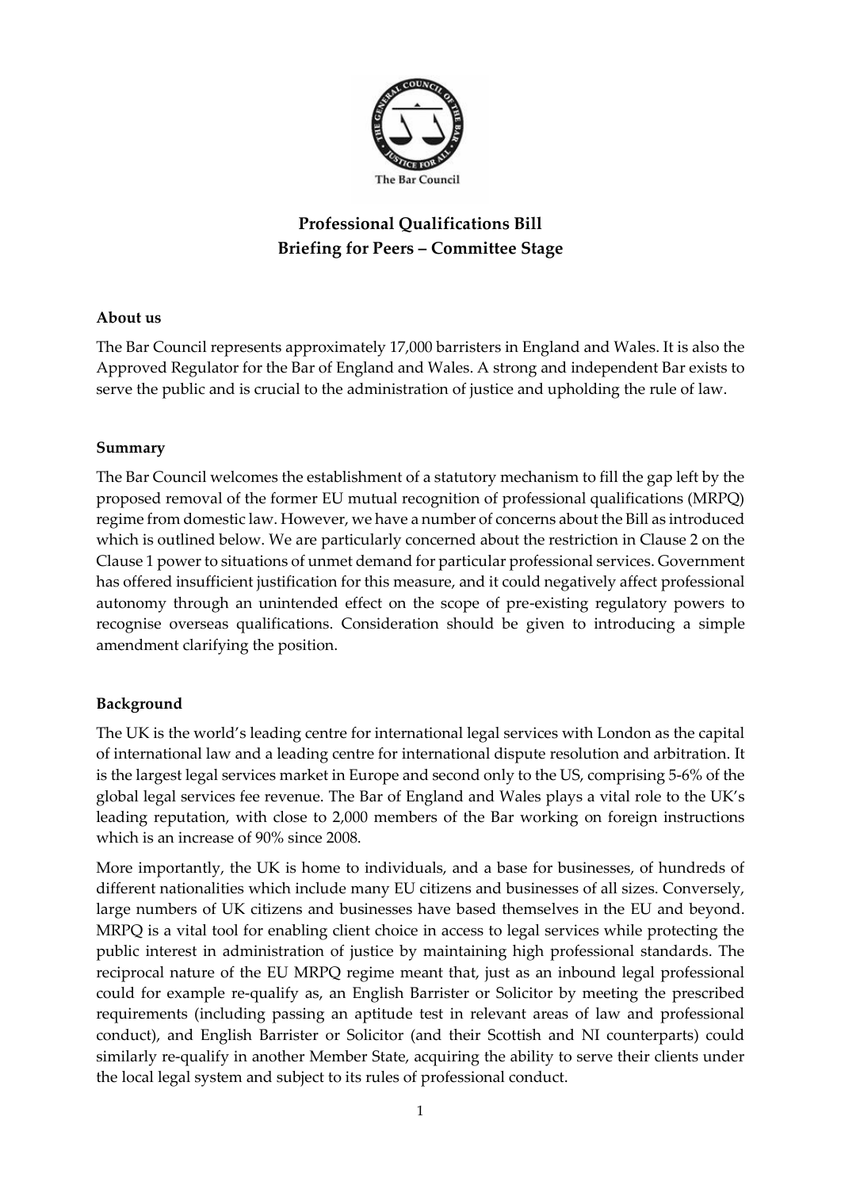# Professional Qualifications Bill
## Briefing for Peers – Committee Stage

### About us

The Bar Council represents approximately 17,000 barristers in England and Wales. It is also the Approved Regulator for the Bar of England and Wales. A strong and independent Bar exists to serve the public and is crucial to the administration of justice and upholding the rule of law.

### Summary

The Bar Council welcomes the establishment of a statutory mechanism to fill the gap left by the proposed removal of the former EU mutual recognition of professional qualifications (MRPQ) regime from domestic law. However, we have a number of concerns about the Bill as introduced which is outlined below. We are particularly concerned about the restriction in Clause 2 on the Clause 1 power to situations of unmet demand for particular professional services. Government has offered insufficient justification for this measure, and it could negatively affect professional autonomy through an unintended effect on the scope of pre-existing regulatory powers to recognise overseas qualifications. Consideration should be given to introducing a simple amendment clarifying the position.

### Background

The UK is the world's leading centre for international legal services with London as the capital of international law and a leading centre for international dispute resolution and arbitration. It is the largest legal services market in Europe and second only to the US, comprising 5-6% of the global legal services fee revenue. The Bar of England and Wales plays a vital role to the UK's leading reputation, with close to 2,000 members of the Bar working on foreign instructions which is an increase of 90% since 2008.

More importantly, the UK is home to individuals, and a base for businesses, of hundreds of different nationalities which include many EU citizens and businesses of all sizes. Conversely, large numbers of UK citizens and businesses have based themselves in the EU and beyond. MRPQ is a vital tool for enabling client choice in access to legal services while protecting the public interest in administration of justice by maintaining high professional standards. The reciprocal nature of the EU MRPQ regime meant that, just as an inbound legal professional could for example re-qualify as, an English Barrister or Solicitor by meeting the prescribed requirements (including passing an aptitude test in relevant areas of law and professional conduct), and English Barrister or Solicitor (and their Scottish and NI counterparts) could similarly re-qualify in another Member State, acquiring the ability to serve their clients under the local legal system and subject to its rules of professional conduct.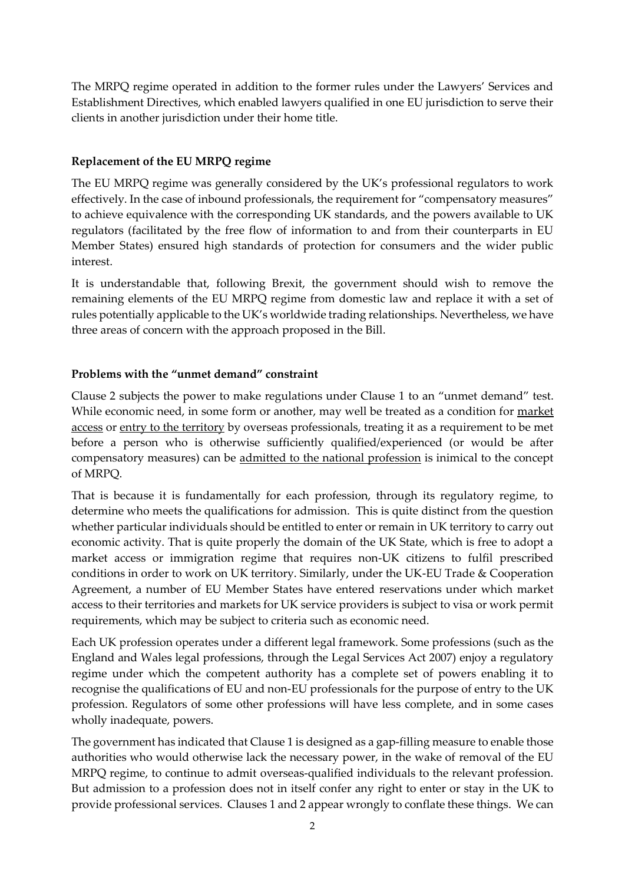The MRPQ regime operated in addition to the former rules under the Lawyers' Services and Establishment Directives, which enabled lawyers qualified in one EU jurisdiction to serve their clients in another jurisdiction under their home title.

**Replacement of the EU MRPQ regime**

The EU MRPQ regime was generally considered by the UK's professional regulators to work effectively. In the case of inbound professionals, the requirement for "compensatory measures" to achieve equivalence with the corresponding UK standards, and the powers available to UK regulators (facilitated by the free flow of information to and from their counterparts in EU Member States) ensured high standards of protection for consumers and the wider public interest.

It is understandable that, following Brexit, the government should wish to remove the remaining elements of the EU MRPQ regime from domestic law and replace it with a set of rules potentially applicable to the UK's worldwide trading relationships. Nevertheless, we have three areas of concern with the approach proposed in the Bill.

**Problems with the "unmet demand" constraint**

Clause 2 subjects the power to make regulations under Clause 1 to an "unmet demand" test. While economic need, in some form or another, may well be treated as a condition for market access or entry to the territory by overseas professionals, treating it as a requirement to be met before a person who is otherwise sufficiently qualified/experienced (or would be after compensatory measures) can be admitted to the national profession is inimical to the concept of MRPQ.

That is because it is fundamentally for each profession, through its regulatory regime, to determine who meets the qualifications for admission. This is quite distinct from the question whether particular individuals should be entitled to enter or remain in UK territory to carry out economic activity. That is quite properly the domain of the UK State, which is free to adopt a market access or immigration regime that requires non-UK citizens to fulfil prescribed conditions in order to work on UK territory. Similarly, under the UK-EU Trade & Cooperation Agreement, a number of EU Member States have entered reservations under which market access to their territories and markets for UK service providers is subject to visa or work permit requirements, which may be subject to criteria such as economic need.

Each UK profession operates under a different legal framework. Some professions (such as the England and Wales legal professions, through the Legal Services Act 2007) enjoy a regulatory regime under which the competent authority has a complete set of powers enabling it to recognise the qualifications of EU and non-EU professionals for the purpose of entry to the UK profession. Regulators of some other professions will have less complete, and in some cases wholly inadequate, powers.

The government has indicated that Clause 1 is designed as a gap-filling measure to enable those authorities who would otherwise lack the necessary power, in the wake of removal of the EU MRPQ regime, to continue to admit overseas-qualified individuals to the relevant profession. But admission to a profession does not in itself confer any right to enter or stay in the UK to provide professional services. Clauses 1 and 2 appear wrongly to conflate these things. We can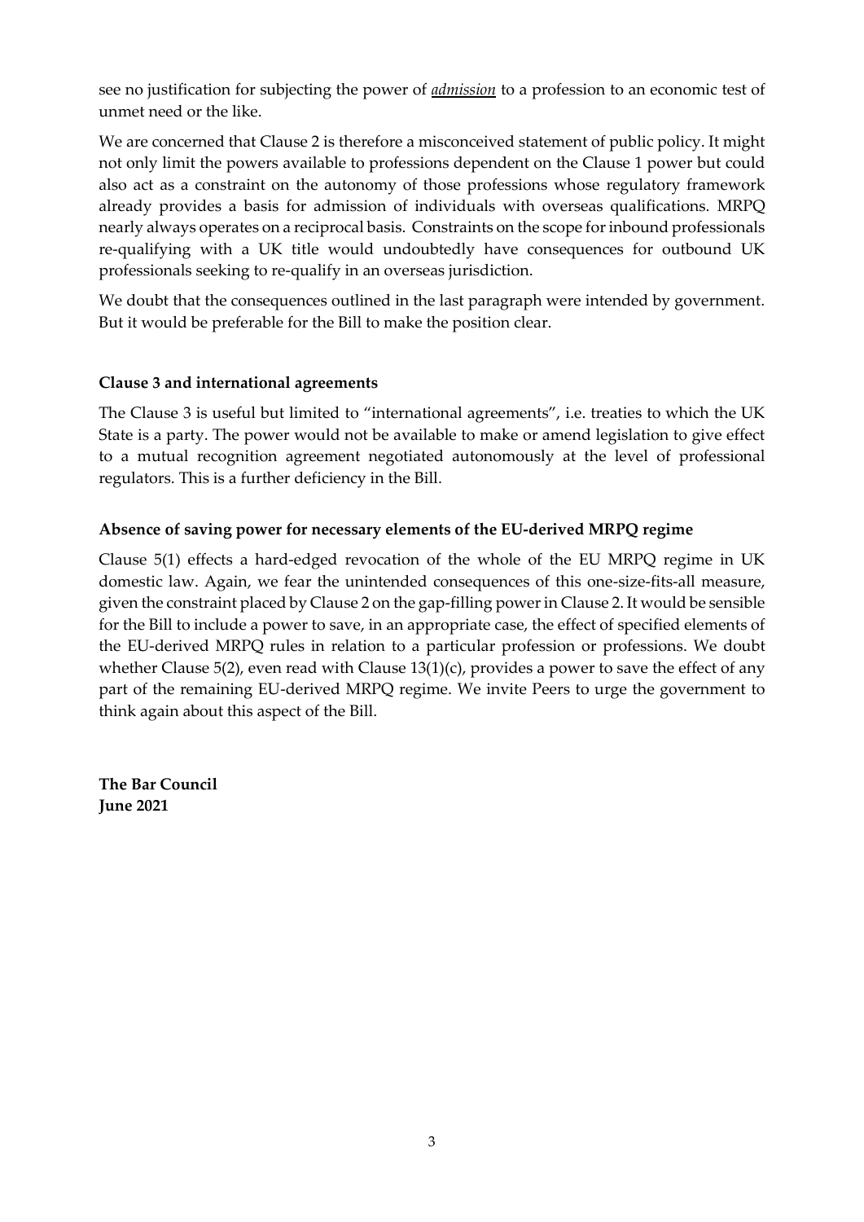see no justification for subjecting the power of ***admission*** to a profession to an economic test of unmet need or the like.

We are concerned that Clause 2 is therefore a misconceived statement of public policy. It might not only limit the powers available to professions dependent on the Clause 1 power but could also act as a constraint on the autonomy of those professions whose regulatory framework already provides a basis for admission of individuals with overseas qualifications. MRPQ nearly always operates on a reciprocal basis. Constraints on the scope for inbound professionals re-qualifying with a UK title would undoubtedly have consequences for outbound UK professionals seeking to re-qualify in an overseas jurisdiction.

We doubt that the consequences outlined in the last paragraph were intended by government. But it would be preferable for the Bill to make the position clear.

**Clause 3 and international agreements**

The Clause 3 is useful but limited to "international agreements", i.e. treaties to which the UK State is a party. The power would not be available to make or amend legislation to give effect to a mutual recognition agreement negotiated autonomously at the level of professional regulators. This is a further deficiency in the Bill.

**Absence of saving power for necessary elements of the EU-derived MRPQ regime**

Clause 5(1) effects a hard-edged revocation of the whole of the EU MRPQ regime in UK domestic law. Again, we fear the unintended consequences of this one-size-fits-all measure, given the constraint placed by Clause 2 on the gap-filling power in Clause 2. It would be sensible for the Bill to include a power to save, in an appropriate case, the effect of specified elements of the EU-derived MRPQ rules in relation to a particular profession or professions. We doubt whether Clause 5(2), even read with Clause 13(1)(c), provides a power to save the effect of any part of the remaining EU-derived MRPQ regime. We invite Peers to urge the government to think again about this aspect of the Bill.

**The Bar Council**
**June 2021**